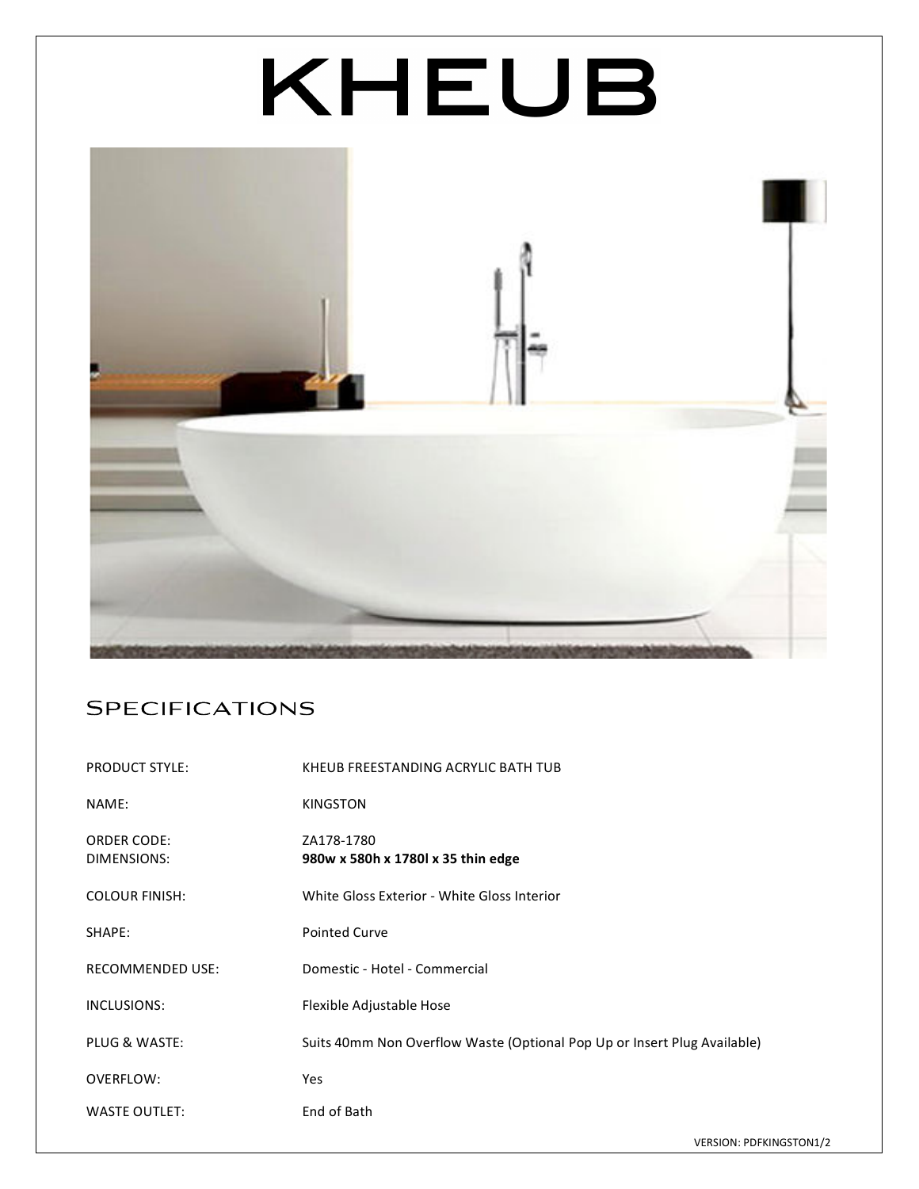# KHEUB

## Specifications

| | |
|---|---|
| PRODUCT STYLE: | KHEUB FREESTANDING ACRYLIC BATH TUB |
| NAME: | KINGSTON |
| ORDER CODE: | ZA178-1780 |
| DIMENSIONS: | **980w x 580h x 1780l x 35 thin edge** |
| COLOUR FINISH: | White Gloss Exterior - White Gloss Interior |
| SHAPE: | Pointed Curve |
| RECOMMENDED USE: | Domestic - Hotel - Commercial |
| INCLUSIONS: | Flexible Adjustable Hose |
| PLUG & WASTE: | Suits 40mm Non Overflow Waste (Optional Pop Up or Insert Plug Available) |
| OVERFLOW: | Yes |
| WASTE OUTLET: | End of Bath |

VERSION: PDFKINGSTON1/2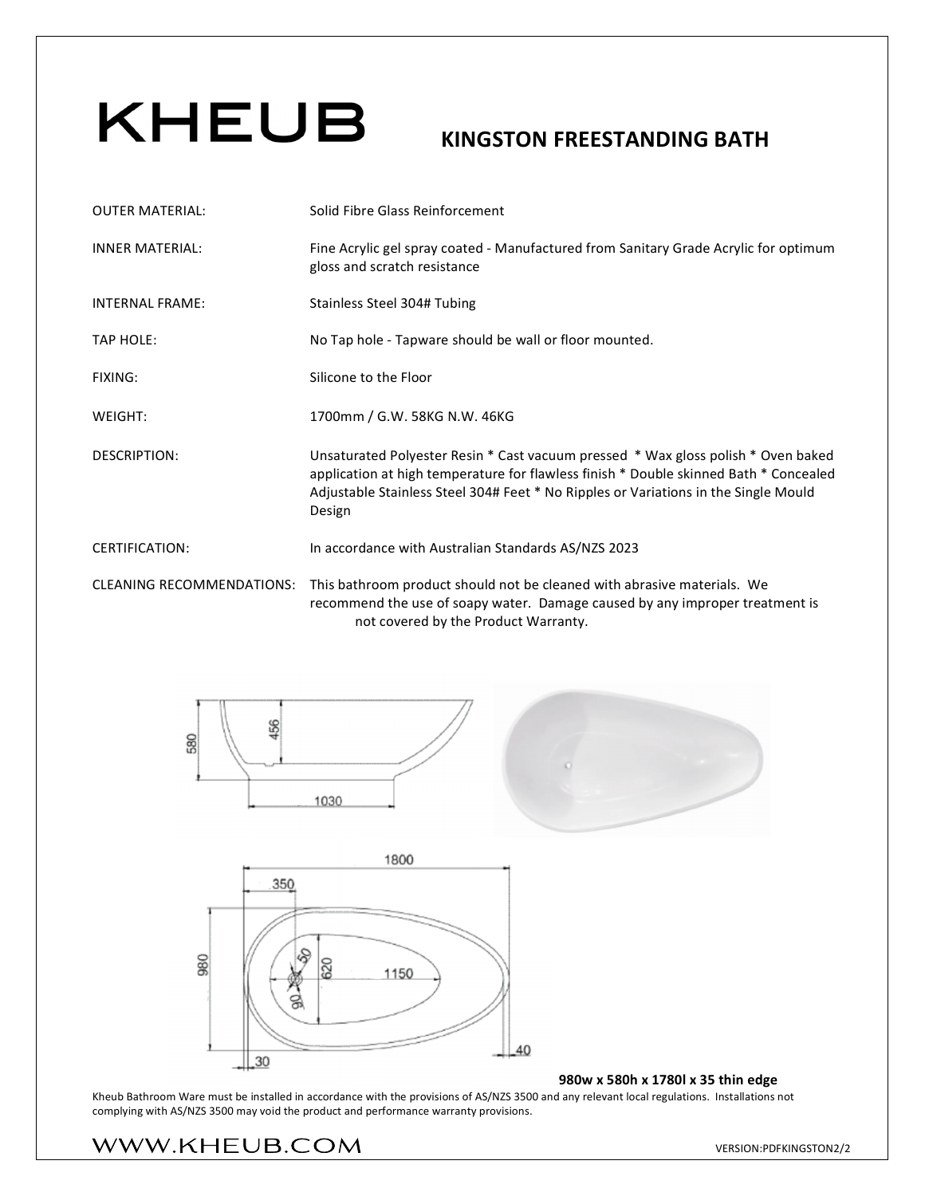# KHEUB

## KINGSTON FREESTANDING BATH

| | |
|---|---|
| OUTER MATERIAL: | Solid Fibre Glass Reinforcement |
| INNER MATERIAL: | Fine Acrylic gel spray coated - Manufactured from Sanitary Grade Acrylic for optimum gloss and scratch resistance |
| INTERNAL FRAME: | Stainless Steel 304# Tubing |
| TAP HOLE: | No Tap hole - Tapware should be wall or floor mounted. |
| FIXING: | Silicone to the Floor |
| WEIGHT: | 1700mm / G.W. 58KG N.W. 46KG |
| DESCRIPTION: | Unsaturated Polyester Resin * Cast vacuum pressed * Wax gloss polish * Oven baked application at high temperature for flawless finish * Double skinned Bath * Concealed Adjustable Stainless Steel 304# Feet * No Ripples or Variations in the Single Mould Design |
| CERTIFICATION: | In accordance with Australian Standards AS/NZS 2023 |
| CLEANING RECOMMENDATIONS: | This bathroom product should not be cleaned with abrasive materials. We recommend the use of soapy water. Damage caused by any improper treatment is not covered by the Product Warranty. |

580

456

1030

1800

350

980

50

620

1150

90

30

40

**980w x 580h x 1780l x 35 thin edge**

Kheub Bathroom Ware must be installed in accordance with the provisions of AS/NZS 3500 and any relevant local regulations. Installations not complying with AS/NZS 3500 may void the product and performance warranty provisions.

WWW.KHEUB.COM

VERSION:PDFKINGSTON2/2